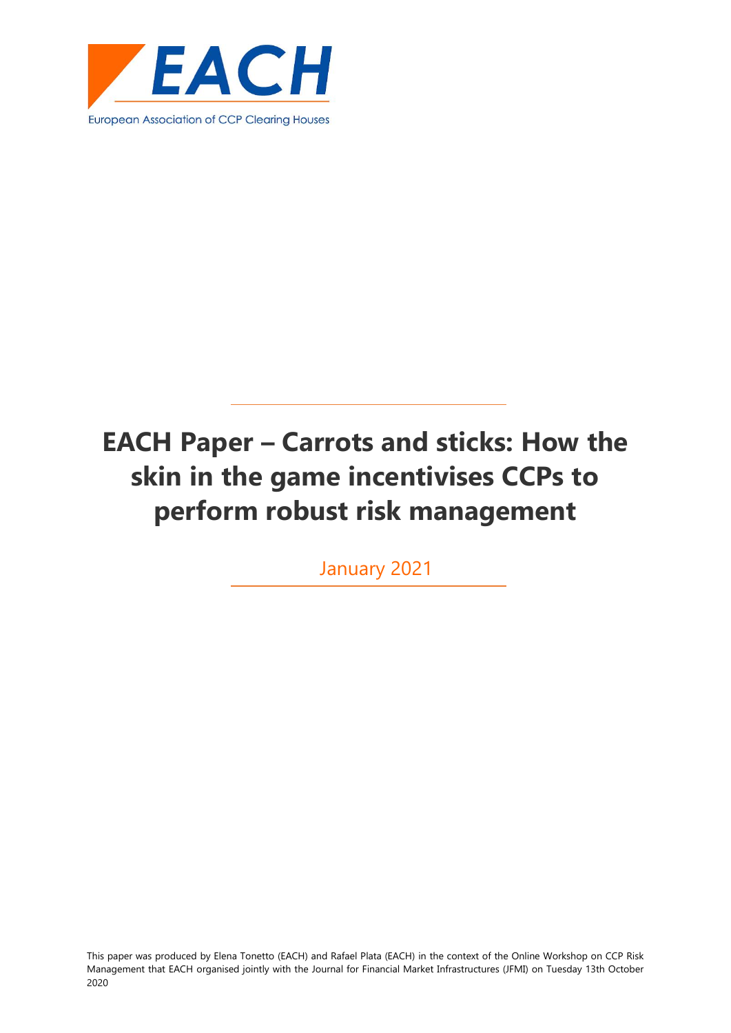EACH

European Association of CCP Clearing Houses

# EACH Paper – Carrots and sticks: How the skin in the game incentivises CCPs to perform robust risk management

January 2021

This paper was produced by Elena Tonetto (EACH) and Rafael Plata (EACH) in the context of the Online Workshop on CCP Risk Management that EACH organised jointly with the Journal for Financial Market Infrastructures (JFMI) on Tuesday 13th October 2020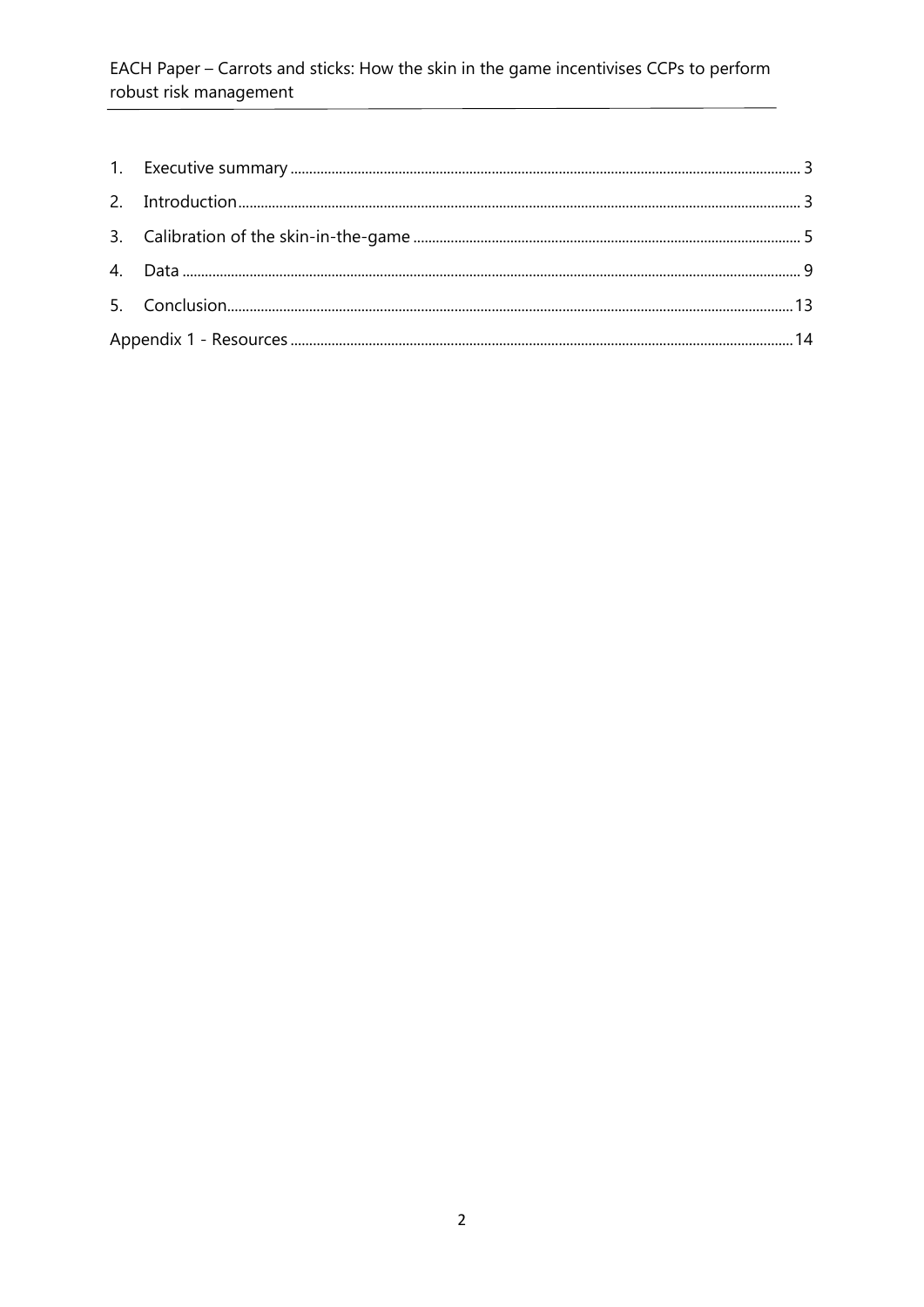1. Executive summary ........ 3
2. Introduction ........ 3
3. Calibration of the skin-in-the-game ........ 5
4. Data ........ 9
5. Conclusion ........ 13

Appendix 1 - Resources ........ 14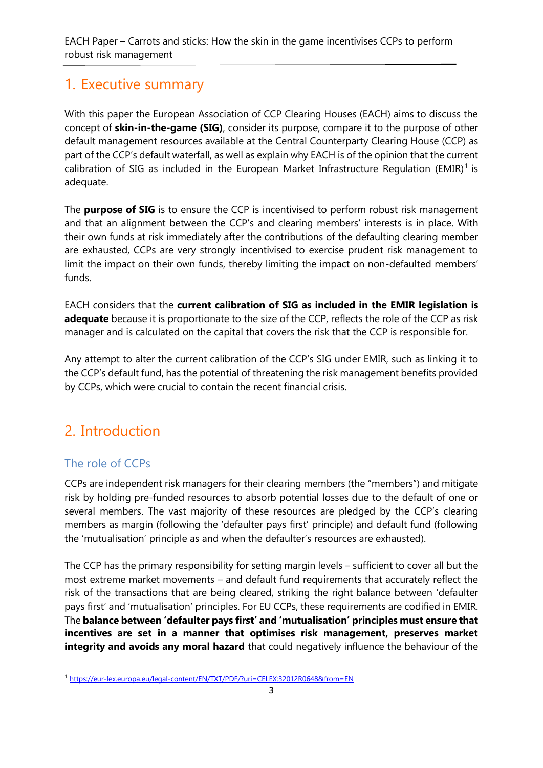## 1. Executive summary

With this paper the European Association of CCP Clearing Houses (EACH) aims to discuss the concept of **skin-in-the-game (SIG)**, consider its purpose, compare it to the purpose of other default management resources available at the Central Counterparty Clearing House (CCP) as part of the CCP's default waterfall, as well as explain why EACH is of the opinion that the current calibration of SIG as included in the European Market Infrastructure Regulation (EMIR)[1] is adequate.

The **purpose of SIG** is to ensure the CCP is incentivised to perform robust risk management and that an alignment between the CCP's and clearing members' interests is in place. With their own funds at risk immediately after the contributions of the defaulting clearing member are exhausted, CCPs are very strongly incentivised to exercise prudent risk management to limit the impact on their own funds, thereby limiting the impact on non-defaulted members' funds.

EACH considers that the **current calibration of SIG as included in the EMIR legislation is adequate** because it is proportionate to the size of the CCP, reflects the role of the CCP as risk manager and is calculated on the capital that covers the risk that the CCP is responsible for.

Any attempt to alter the current calibration of the CCP's SIG under EMIR, such as linking it to the CCP's default fund, has the potential of threatening the risk management benefits provided by CCPs, which were crucial to contain the recent financial crisis.

## 2. Introduction

### The role of CCPs

CCPs are independent risk managers for their clearing members (the "members") and mitigate risk by holding pre-funded resources to absorb potential losses due to the default of one or several members. The vast majority of these resources are pledged by the CCP's clearing members as margin (following the 'defaulter pays first' principle) and default fund (following the 'mutualisation' principle as and when the defaulter's resources are exhausted).

The CCP has the primary responsibility for setting margin levels – sufficient to cover all but the most extreme market movements – and default fund requirements that accurately reflect the risk of the transactions that are being cleared, striking the right balance between 'defaulter pays first' and 'mutualisation' principles. For EU CCPs, these requirements are codified in EMIR. The **balance between 'defaulter pays first' and 'mutualisation' principles must ensure that incentives are set in a manner that optimises risk management, preserves market integrity and avoids any moral hazard** that could negatively influence the behaviour of the

[1] https://eur-lex.europa.eu/legal-content/EN/TXT/PDF/?uri=CELEX:32012R0648&from=EN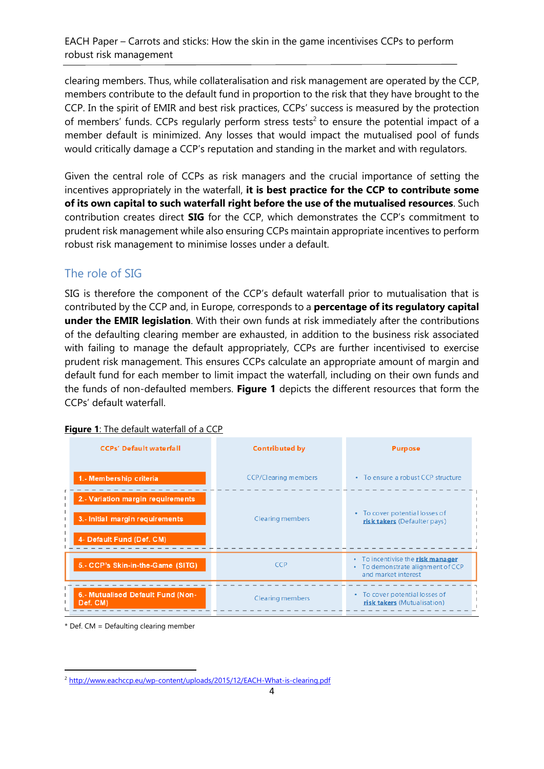clearing members. Thus, while collateralisation and risk management are operated by the CCP, members contribute to the default fund in proportion to the risk that they have brought to the CCP. In the spirit of EMIR and best risk practices, CCPs' success is measured by the protection of members' funds. CCPs regularly perform stress tests[2] to ensure the potential impact of a member default is minimized. Any losses that would impact the mutualised pool of funds would critically damage a CCP's reputation and standing in the market and with regulators.

Given the central role of CCPs as risk managers and the crucial importance of setting the incentives appropriately in the waterfall, **it is best practice for the CCP to contribute some of its own capital to such waterfall right before the use of the mutualised resources**. Such contribution creates direct **SIG** for the CCP, which demonstrates the CCP's commitment to prudent risk management while also ensuring CCPs maintain appropriate incentives to perform robust risk management to minimise losses under a default.

## The role of SIG

SIG is therefore the component of the CCP's default waterfall prior to mutualisation that is contributed by the CCP and, in Europe, corresponds to a **percentage of its regulatory capital under the EMIR legislation**. With their own funds at risk immediately after the contributions of the defaulting clearing member are exhausted, in addition to the business risk associated with failing to manage the default appropriately, CCPs are further incentivised to exercise prudent risk management. This ensures CCPs calculate an appropriate amount of margin and default fund for each member to limit impact the waterfall, including on their own funds and the funds of non-defaulted members. **Figure 1** depicts the different resources that form the CCPs' default waterfall.

**Figure 1**: The default waterfall of a CCP

| CCPs' Default waterfall | Contributed by | Purpose |
|---|---|---|
| 1.- Membership criteria | CCP/Clearing members | • To ensure a robust CCP structure |
| 2.- Variation margin requirements<br>3.- Initial margin requirements<br>4- Default Fund (Def. CM) | Clearing members | • To cover potential losses of **risk takers** (Defaulter pays) |
| 5.- CCP's Skin-in-the-Game (SITG) | CCP | • To incentivise the **risk manager**<br>• To demonstrate alignment of CCP and market interest |
| 6.- Mutualised Default Fund (Non-Def. CM) | Clearing members | • To cover potential losses of **risk takers** (Mutualisation) |

\* Def. CM = Defaulting clearing member

[2] http://www.eachccp.eu/wp-content/uploads/2015/12/EACH-What-is-clearing.pdf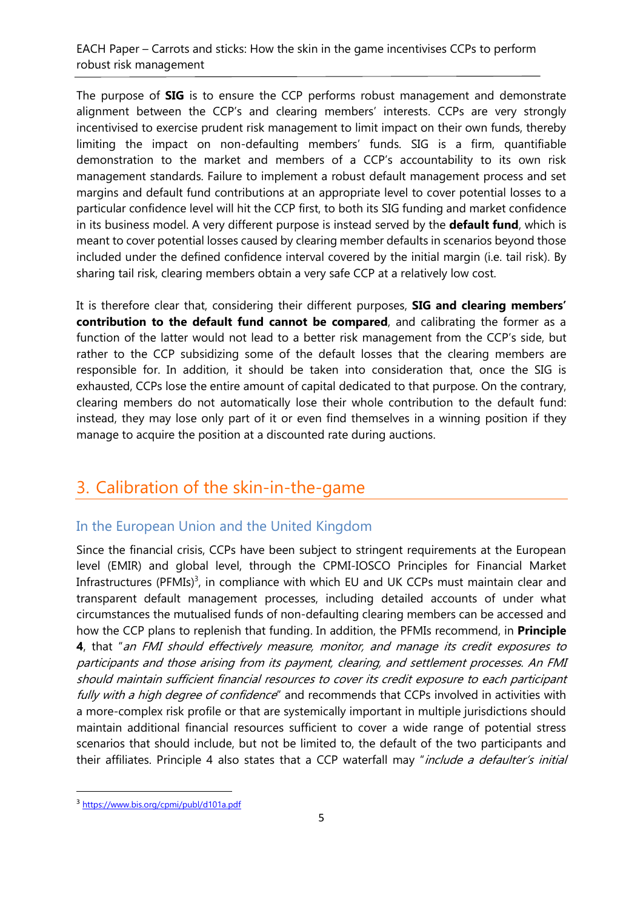The purpose of **SIG** is to ensure the CCP performs robust management and demonstrate alignment between the CCP's and clearing members' interests. CCPs are very strongly incentivised to exercise prudent risk management to limit impact on their own funds, thereby limiting the impact on non-defaulting members' funds. SIG is a firm, quantifiable demonstration to the market and members of a CCP's accountability to its own risk management standards. Failure to implement a robust default management process and set margins and default fund contributions at an appropriate level to cover potential losses to a particular confidence level will hit the CCP first, to both its SIG funding and market confidence in its business model. A very different purpose is instead served by the **default fund**, which is meant to cover potential losses caused by clearing member defaults in scenarios beyond those included under the defined confidence interval covered by the initial margin (i.e. tail risk). By sharing tail risk, clearing members obtain a very safe CCP at a relatively low cost.

It is therefore clear that, considering their different purposes, **SIG and clearing members' contribution to the default fund cannot be compared**, and calibrating the former as a function of the latter would not lead to a better risk management from the CCP's side, but rather to the CCP subsidizing some of the default losses that the clearing members are responsible for. In addition, it should be taken into consideration that, once the SIG is exhausted, CCPs lose the entire amount of capital dedicated to that purpose. On the contrary, clearing members do not automatically lose their whole contribution to the default fund: instead, they may lose only part of it or even find themselves in a winning position if they manage to acquire the position at a discounted rate during auctions.

# 3. Calibration of the skin-in-the-game

## In the European Union and the United Kingdom

Since the financial crisis, CCPs have been subject to stringent requirements at the European level (EMIR) and global level, through the CPMI-IOSCO Principles for Financial Market Infrastructures (PFMIs)[3], in compliance with which EU and UK CCPs must maintain clear and transparent default management processes, including detailed accounts of under what circumstances the mutualised funds of non-defaulting clearing members can be accessed and how the CCP plans to replenish that funding. In addition, the PFMIs recommend, in **Principle 4**, that "*an FMI should effectively measure, monitor, and manage its credit exposures to participants and those arising from its payment, clearing, and settlement processes. An FMI should maintain sufficient financial resources to cover its credit exposure to each participant fully with a high degree of confidence*" and recommends that CCPs involved in activities with a more-complex risk profile or that are systemically important in multiple jurisdictions should maintain additional financial resources sufficient to cover a wide range of potential stress scenarios that should include, but not be limited to, the default of the two participants and their affiliates. Principle 4 also states that a CCP waterfall may "*include a defaulter's initial*

[3] https://www.bis.org/cpmi/publ/d101a.pdf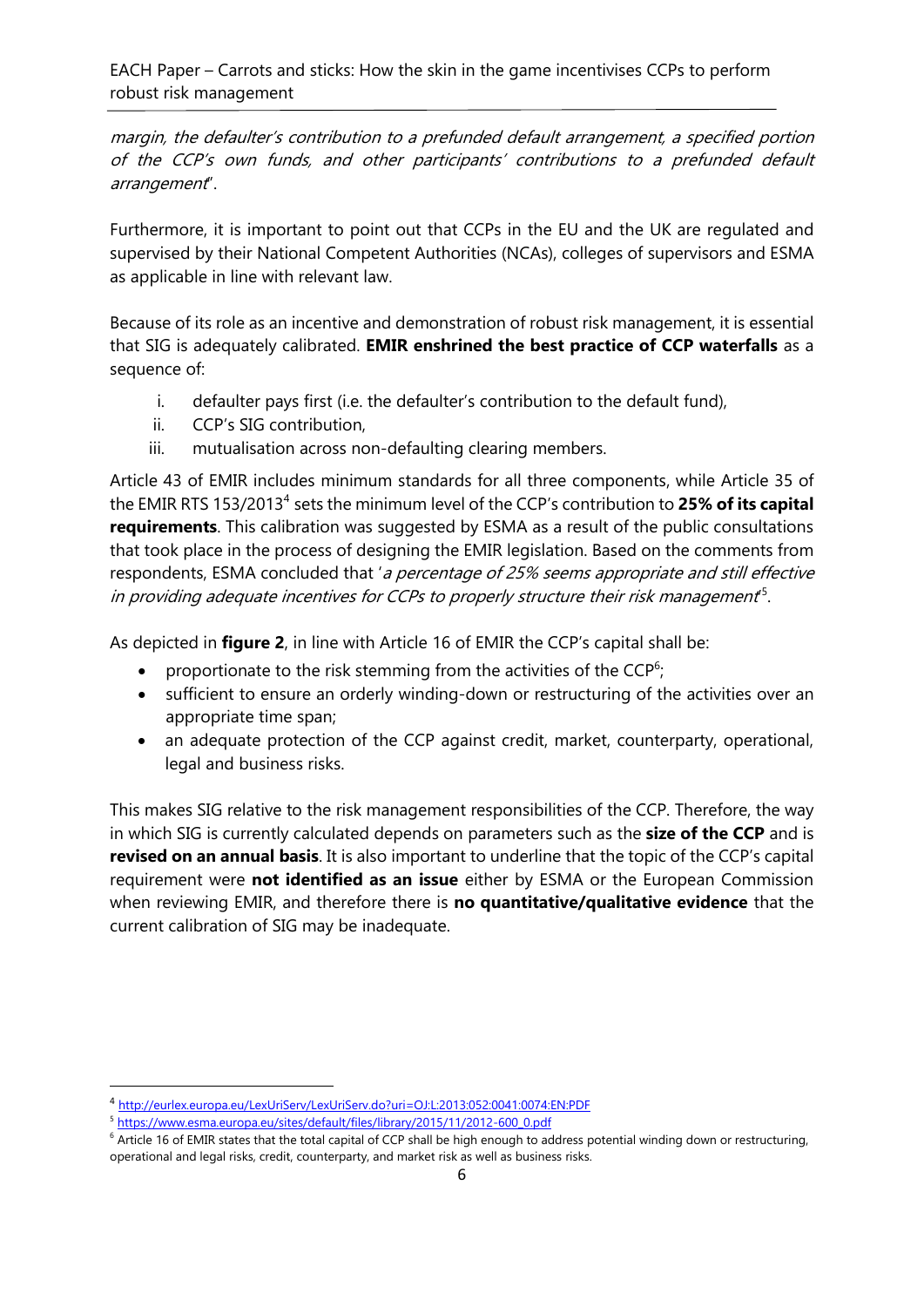*margin, the defaulter's contribution to a prefunded default arrangement, a specified portion of the CCP's own funds, and other participants' contributions to a prefunded default arrangement*".

Furthermore, it is important to point out that CCPs in the EU and the UK are regulated and supervised by their National Competent Authorities (NCAs), colleges of supervisors and ESMA as applicable in line with relevant law.

Because of its role as an incentive and demonstration of robust risk management, it is essential that SIG is adequately calibrated. **EMIR enshrined the best practice of CCP waterfalls** as a sequence of:

i. defaulter pays first (i.e. the defaulter's contribution to the default fund),
ii. CCP's SIG contribution,
iii. mutualisation across non-defaulting clearing members.

Article 43 of EMIR includes minimum standards for all three components, while Article 35 of the EMIR RTS 153/2013[4] sets the minimum level of the CCP's contribution to **25% of its capital requirements**. This calibration was suggested by ESMA as a result of the public consultations that took place in the process of designing the EMIR legislation. Based on the comments from respondents, ESMA concluded that '*a percentage of 25% seems appropriate and still effective in providing adequate incentives for CCPs to properly structure their risk management*'[5].

As depicted in **figure 2**, in line with Article 16 of EMIR the CCP's capital shall be:

- proportionate to the risk stemming from the activities of the CCP[6];
- sufficient to ensure an orderly winding-down or restructuring of the activities over an appropriate time span;
- an adequate protection of the CCP against credit, market, counterparty, operational, legal and business risks.

This makes SIG relative to the risk management responsibilities of the CCP. Therefore, the way in which SIG is currently calculated depends on parameters such as the **size of the CCP** and is **revised on an annual basis**. It is also important to underline that the topic of the CCP's capital requirement were **not identified as an issue** either by ESMA or the European Commission when reviewing EMIR, and therefore there is **no quantitative/qualitative evidence** that the current calibration of SIG may be inadequate.

---

[4] http://eurlex.europa.eu/LexUriServ/LexUriServ.do?uri=OJ:L:2013:052:0041:0074:EN:PDF

[5] https://www.esma.europa.eu/sites/default/files/library/2015/11/2012-600_0.pdf

[6] Article 16 of EMIR states that the total capital of CCP shall be high enough to address potential winding down or restructuring, operational and legal risks, credit, counterparty, and market risk as well as business risks.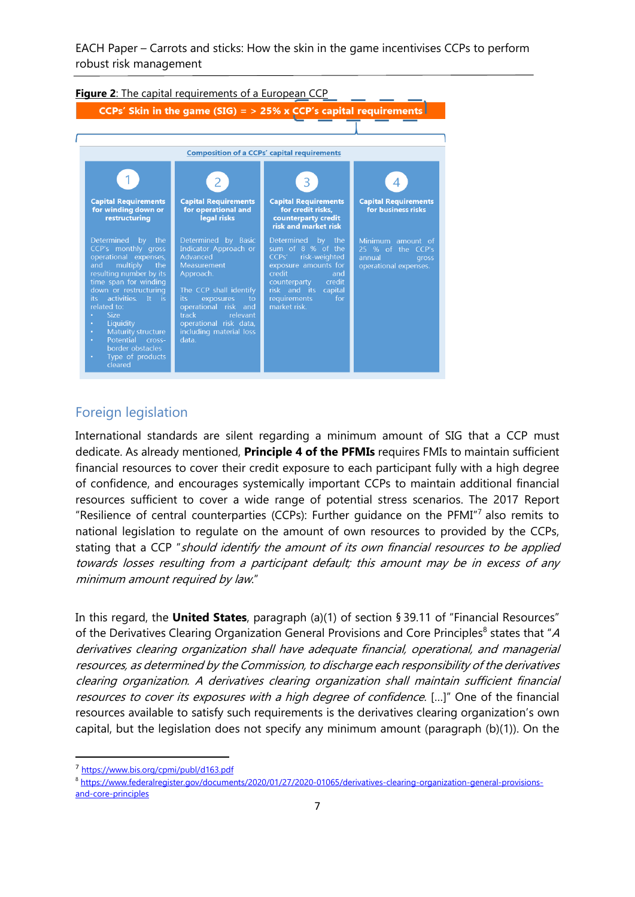**Figure 2**: The capital requirements of a European CCP

**CCPs' Skin in the game (SIG) = > 25% x CCP's capital requirements**

Composition of a CCPs' capital requirements

| 1 | 2 | 3 | 4 |
|---|---|---|---|
| **Capital Requirements for winding down or restructuring** | **Capital Requirements for operational and legal risks** | **Capital Requirements for credit risks, counterparty credit risk and market risk** | **Capital Requirements for business risks** |
| Determined by the CCP's monthly gross operational expenses, and multiply the resulting number by its time span for winding down or restructuring its activities. It is related to:<br>• Size<br>• Liquidity<br>• Maturity structure<br>• Potential cross-border obstacles<br>• Type of products cleared | Determined by Basic Indicator Approach or Advanced Measurement Approach.<br><br>The CCP shall identify its exposures to operational risk and track relevant operational risk data, including material loss data. | Determined by the sum of 8 % of the CCPs' risk-weighted exposure amounts for credit and counterparty credit risk and its capital requirements for market risk. | Minimum amount of 25 % of the CCP's annual gross operational expenses. |

## Foreign legislation

International standards are silent regarding a minimum amount of SIG that a CCP must dedicate. As already mentioned, **Principle 4 of the PFMIs** requires FMIs to maintain sufficient financial resources to cover their credit exposure to each participant fully with a high degree of confidence, and encourages systemically important CCPs to maintain additional financial resources sufficient to cover a wide range of potential stress scenarios. The 2017 Report "Resilience of central counterparties (CCPs): Further guidance on the PFMI"[7] also remits to national legislation to regulate on the amount of own resources to provided by the CCPs, stating that a CCP "*should identify the amount of its own financial resources to be applied towards losses resulting from a participant default; this amount may be in excess of any minimum amount required by law.*"

In this regard, the **United States**, paragraph (a)(1) of section § 39.11 of "Financial Resources" of the Derivatives Clearing Organization General Provisions and Core Principles[8] states that "*A derivatives clearing organization shall have adequate financial, operational, and managerial resources, as determined by the Commission, to discharge each responsibility of the derivatives clearing organization. A derivatives clearing organization shall maintain sufficient financial resources to cover its exposures with a high degree of confidence.* […]" One of the financial resources available to satisfy such requirements is the derivatives clearing organization's own capital, but the legislation does not specify any minimum amount (paragraph (b)(1)). On the

---

[7] https://www.bis.org/cpmi/publ/d163.pdf

[8] https://www.federalregister.gov/documents/2020/01/27/2020-01065/derivatives-clearing-organization-general-provisions-and-core-principles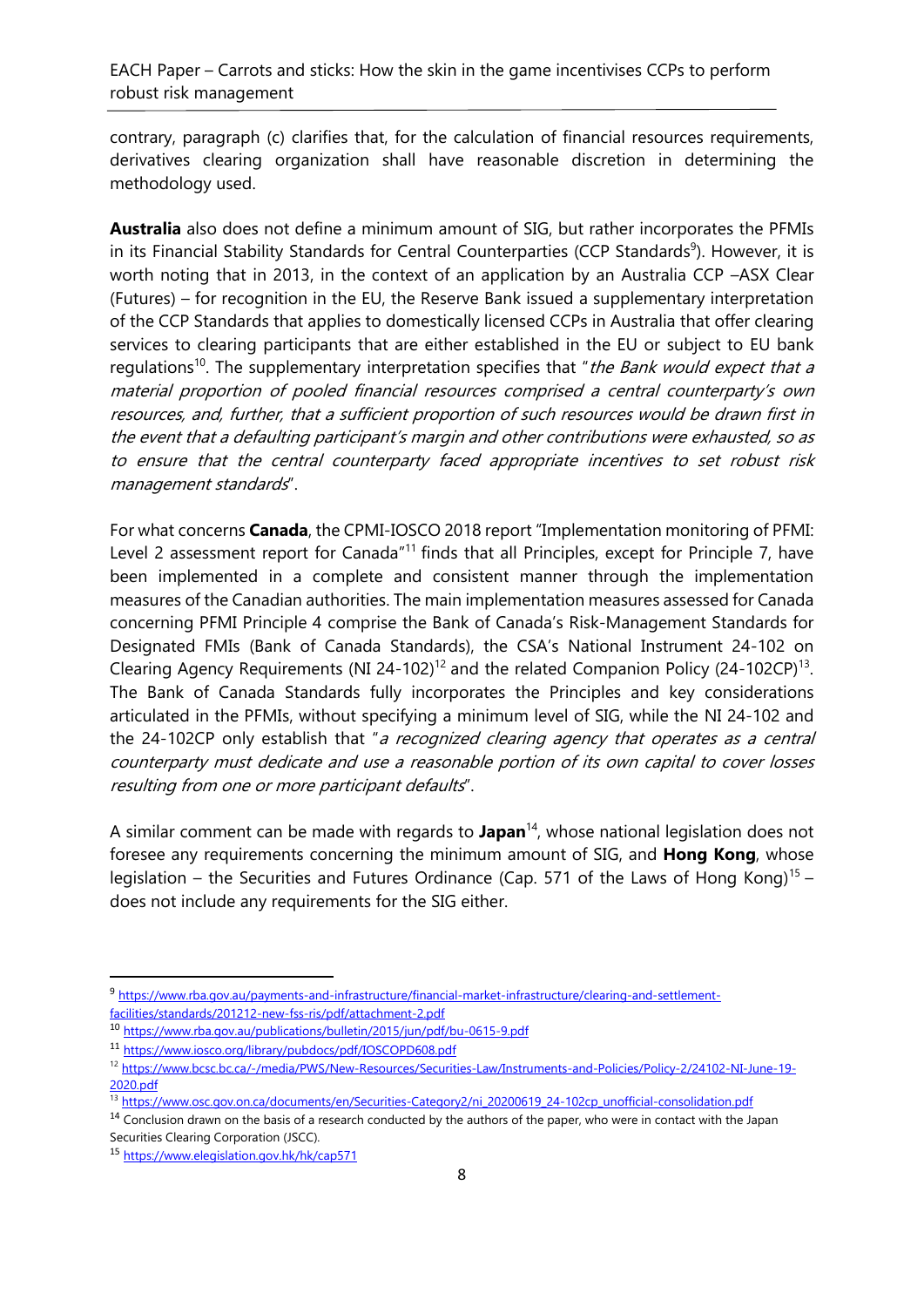contrary, paragraph (c) clarifies that, for the calculation of financial resources requirements, derivatives clearing organization shall have reasonable discretion in determining the methodology used.

**Australia** also does not define a minimum amount of SIG, but rather incorporates the PFMIs in its Financial Stability Standards for Central Counterparties (CCP Standards[9]). However, it is worth noting that in 2013, in the context of an application by an Australia CCP –ASX Clear (Futures) – for recognition in the EU, the Reserve Bank issued a supplementary interpretation of the CCP Standards that applies to domestically licensed CCPs in Australia that offer clearing services to clearing participants that are either established in the EU or subject to EU bank regulations[10]. The supplementary interpretation specifies that "*the Bank would expect that a material proportion of pooled financial resources comprised a central counterparty's own resources, and, further, that a sufficient proportion of such resources would be drawn first in the event that a defaulting participant's margin and other contributions were exhausted, so as to ensure that the central counterparty faced appropriate incentives to set robust risk management standards*".

For what concerns **Canada**, the CPMI-IOSCO 2018 report "Implementation monitoring of PFMI: Level 2 assessment report for Canada"[11] finds that all Principles, except for Principle 7, have been implemented in a complete and consistent manner through the implementation measures of the Canadian authorities. The main implementation measures assessed for Canada concerning PFMI Principle 4 comprise the Bank of Canada's Risk-Management Standards for Designated FMIs (Bank of Canada Standards), the CSA's National Instrument 24-102 on Clearing Agency Requirements (NI 24-102)[12] and the related Companion Policy (24-102CP)[13]. The Bank of Canada Standards fully incorporates the Principles and key considerations articulated in the PFMIs, without specifying a minimum level of SIG, while the NI 24-102 and the 24-102CP only establish that "*a recognized clearing agency that operates as a central counterparty must dedicate and use a reasonable portion of its own capital to cover losses resulting from one or more participant defaults*".

A similar comment can be made with regards to **Japan**[14], whose national legislation does not foresee any requirements concerning the minimum amount of SIG, and **Hong Kong**, whose legislation – the Securities and Futures Ordinance (Cap. 571 of the Laws of Hong Kong)[15] – does not include any requirements for the SIG either.

---

[9] https://www.rba.gov.au/payments-and-infrastructure/financial-market-infrastructure/clearing-and-settlement-facilities/standards/201212-new-fss-ris/pdf/attachment-2.pdf

[10] https://www.rba.gov.au/publications/bulletin/2015/jun/pdf/bu-0615-9.pdf

[11] https://www.iosco.org/library/pubdocs/pdf/IOSCOPD608.pdf

[12] https://www.bcsc.bc.ca/-/media/PWS/New-Resources/Securities-Law/Instruments-and-Policies/Policy-2/24102-NI-June-19-2020.pdf

[13] https://www.osc.gov.on.ca/documents/en/Securities-Category2/ni_20200619_24-102cp_unofficial-consolidation.pdf

[14] Conclusion drawn on the basis of a research conducted by the authors of the paper, who were in contact with the Japan Securities Clearing Corporation (JSCC).

[15] https://www.elegislation.gov.hk/hk/cap571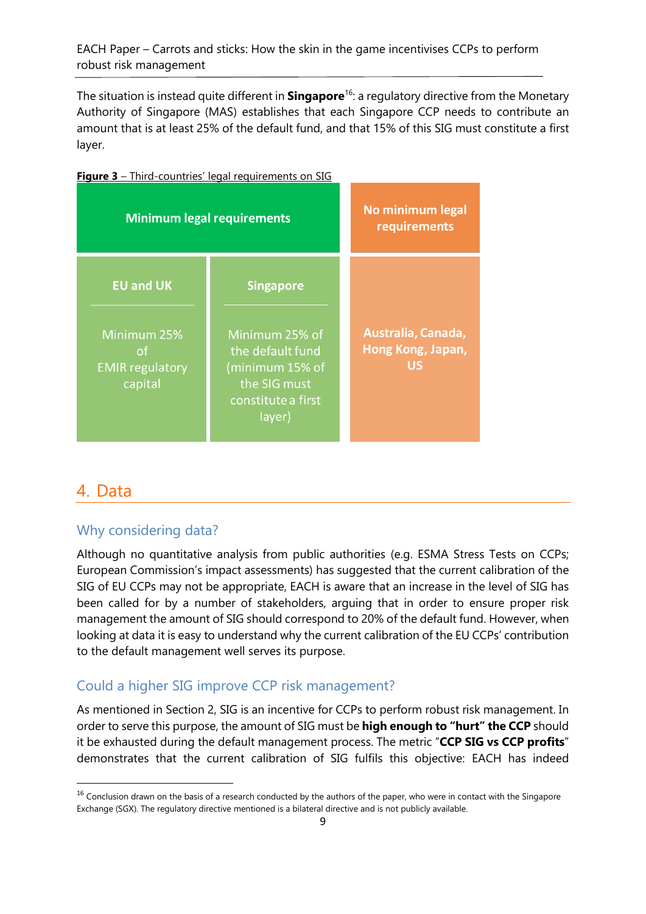The situation is instead quite different in **Singapore**[16]: a regulatory directive from the Monetary Authority of Singapore (MAS) establishes that each Singapore CCP needs to contribute an amount that is at least 25% of the default fund, and that 15% of this SIG must constitute a first layer.

**Figure 3** – Third-countries' legal requirements on SIG

| Minimum legal requirements | | No minimum legal requirements |
|---|---|---|
| **EU and UK** | **Singapore** | |
| Minimum 25% of EMIR regulatory capital | Minimum 25% of the default fund (minimum 15% of the SIG must constitute a first layer) | **Australia, Canada, Hong Kong, Japan, US** |

## 4. Data

### Why considering data?

Although no quantitative analysis from public authorities (e.g. ESMA Stress Tests on CCPs; European Commission's impact assessments) has suggested that the current calibration of the SIG of EU CCPs may not be appropriate, EACH is aware that an increase in the level of SIG has been called for by a number of stakeholders, arguing that in order to ensure proper risk management the amount of SIG should correspond to 20% of the default fund. However, when looking at data it is easy to understand why the current calibration of the EU CCPs' contribution to the default management well serves its purpose.

### Could a higher SIG improve CCP risk management?

As mentioned in Section 2, SIG is an incentive for CCPs to perform robust risk management. In order to serve this purpose, the amount of SIG must be **high enough to "hurt" the CCP** should it be exhausted during the default management process. The metric "**CCP SIG vs CCP profits**" demonstrates that the current calibration of SIG fulfils this objective: EACH has indeed

[16] Conclusion drawn on the basis of a research conducted by the authors of the paper, who were in contact with the Singapore Exchange (SGX). The regulatory directive mentioned is a bilateral directive and is not publicly available.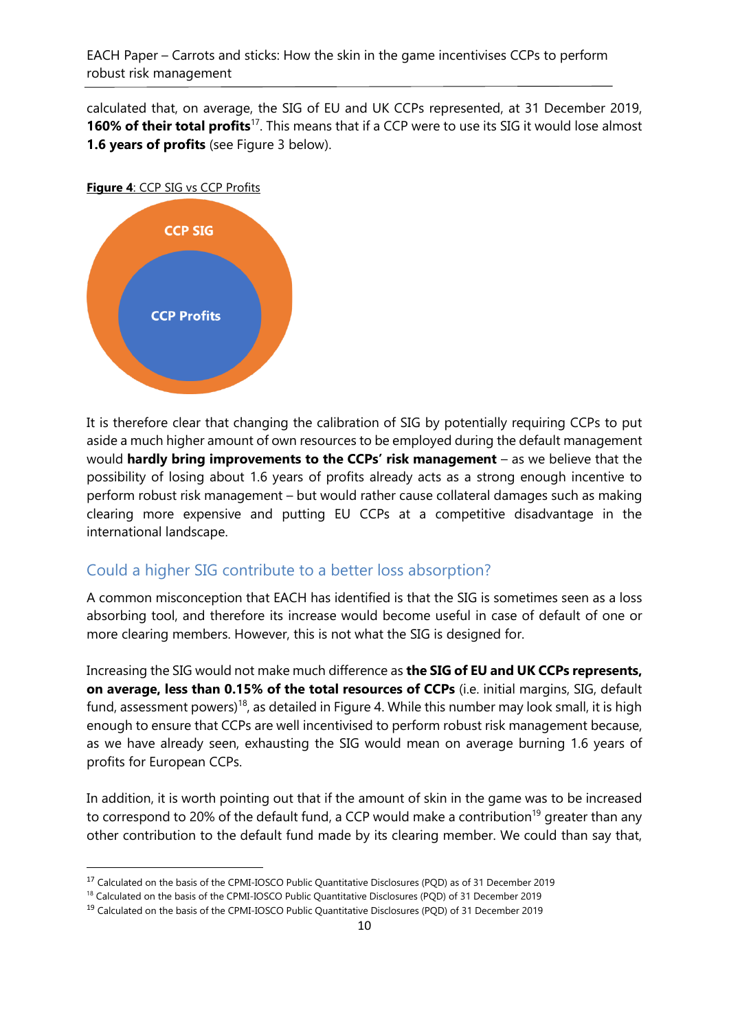calculated that, on average, the SIG of EU and UK CCPs represented, at 31 December 2019, **160% of their total profits**[17]. This means that if a CCP were to use its SIG it would lose almost **1.6 years of profits** (see Figure 3 below).

**Figure 4**: CCP SIG vs CCP Profits

CCP SIG

CCP Profits

It is therefore clear that changing the calibration of SIG by potentially requiring CCPs to put aside a much higher amount of own resources to be employed during the default management would **hardly bring improvements to the CCPs' risk management** – as we believe that the possibility of losing about 1.6 years of profits already acts as a strong enough incentive to perform robust risk management – but would rather cause collateral damages such as making clearing more expensive and putting EU CCPs at a competitive disadvantage in the international landscape.

## Could a higher SIG contribute to a better loss absorption?

A common misconception that EACH has identified is that the SIG is sometimes seen as a loss absorbing tool, and therefore its increase would become useful in case of default of one or more clearing members. However, this is not what the SIG is designed for.

Increasing the SIG would not make much difference as **the SIG of EU and UK CCPs represents, on average, less than 0.15% of the total resources of CCPs** (i.e. initial margins, SIG, default fund, assessment powers)[18], as detailed in Figure 4. While this number may look small, it is high enough to ensure that CCPs are well incentivised to perform robust risk management because, as we have already seen, exhausting the SIG would mean on average burning 1.6 years of profits for European CCPs.

In addition, it is worth pointing out that if the amount of skin in the game was to be increased to correspond to 20% of the default fund, a CCP would make a contribution[19] greater than any other contribution to the default fund made by its clearing member. We could than say that,

[17] Calculated on the basis of the CPMI-IOSCO Public Quantitative Disclosures (PQD) as of 31 December 2019

[18] Calculated on the basis of the CPMI-IOSCO Public Quantitative Disclosures (PQD) of 31 December 2019

[19] Calculated on the basis of the CPMI-IOSCO Public Quantitative Disclosures (PQD) of 31 December 2019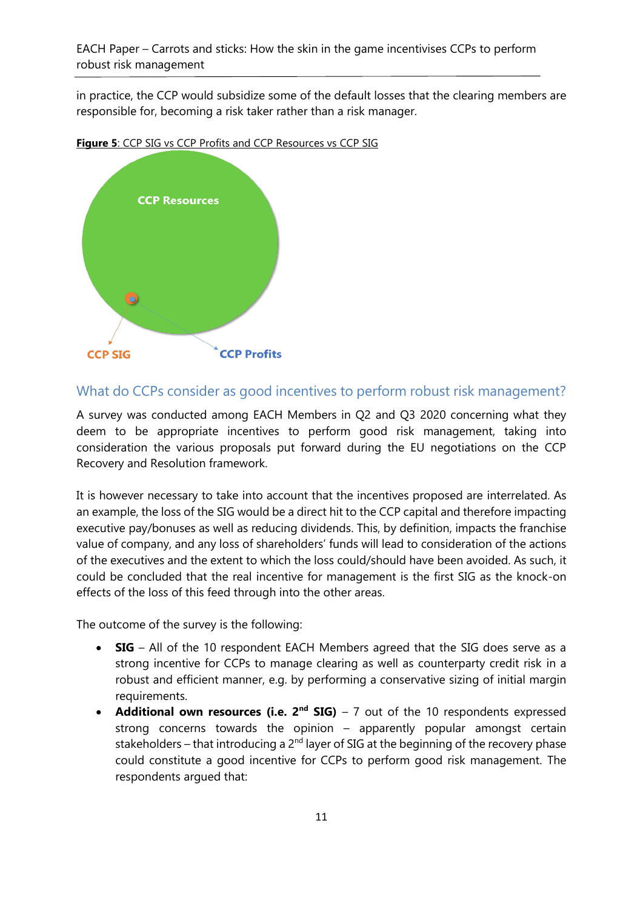in practice, the CCP would subsidize some of the default losses that the clearing members are responsible for, becoming a risk taker rather than a risk manager.

**Figure 5**: CCP SIG vs CCP Profits and CCP Resources vs CCP SIG

CCP Resources

CCP SIG

CCP Profits

## What do CCPs consider as good incentives to perform robust risk management?

A survey was conducted among EACH Members in Q2 and Q3 2020 concerning what they deem to be appropriate incentives to perform good risk management, taking into consideration the various proposals put forward during the EU negotiations on the CCP Recovery and Resolution framework.

It is however necessary to take into account that the incentives proposed are interrelated. As an example, the loss of the SIG would be a direct hit to the CCP capital and therefore impacting executive pay/bonuses as well as reducing dividends. This, by definition, impacts the franchise value of company, and any loss of shareholders' funds will lead to consideration of the actions of the executives and the extent to which the loss could/should have been avoided. As such, it could be concluded that the real incentive for management is the first SIG as the knock-on effects of the loss of this feed through into the other areas.

The outcome of the survey is the following:

- **SIG** – All of the 10 respondent EACH Members agreed that the SIG does serve as a strong incentive for CCPs to manage clearing as well as counterparty credit risk in a robust and efficient manner, e.g. by performing a conservative sizing of initial margin requirements.
- **Additional own resources (i.e. 2nd SIG)** – 7 out of the 10 respondents expressed strong concerns towards the opinion – apparently popular amongst certain stakeholders – that introducing a 2nd layer of SIG at the beginning of the recovery phase could constitute a good incentive for CCPs to perform good risk management. The respondents argued that: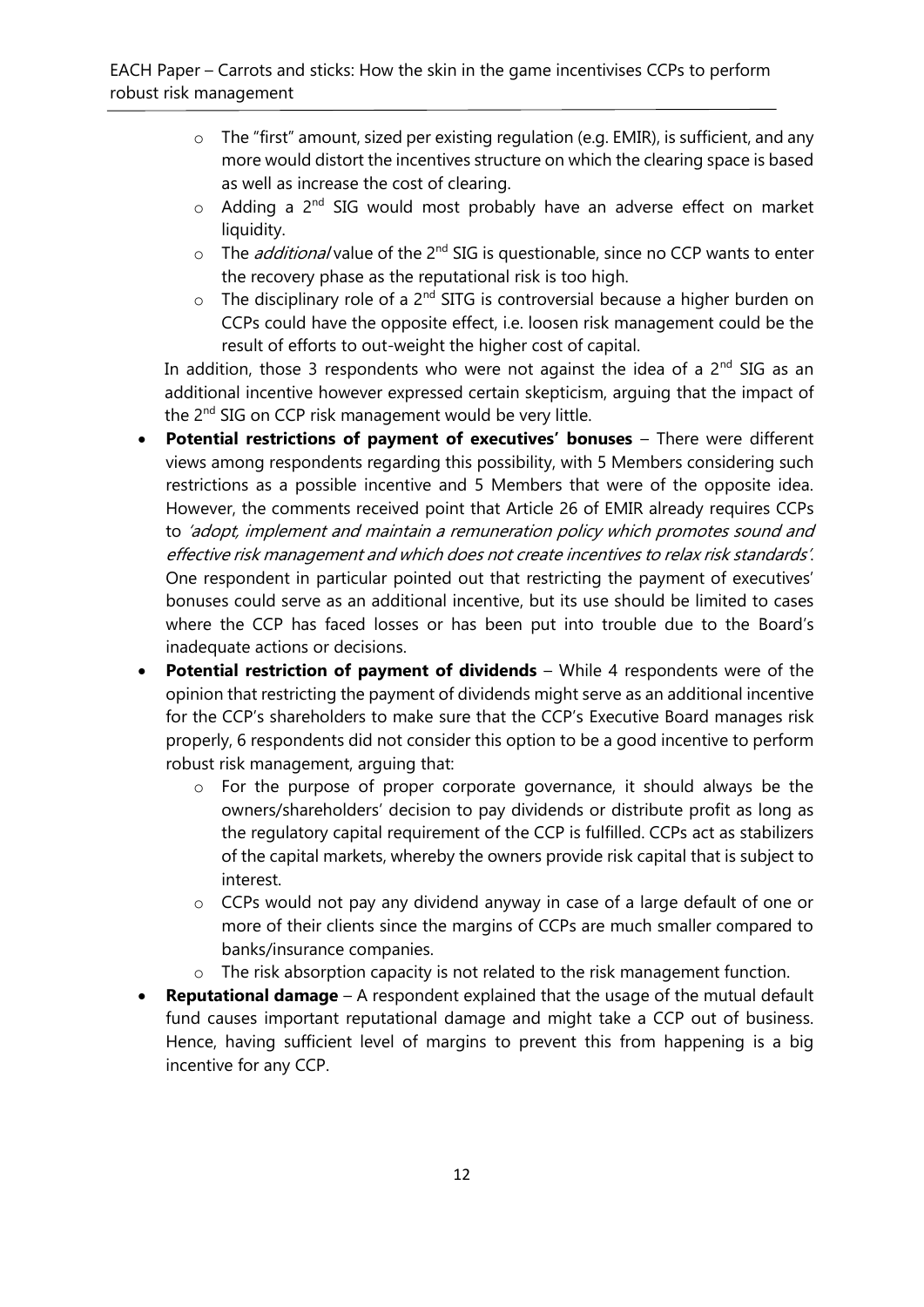- The "first" amount, sized per existing regulation (e.g. EMIR), is sufficient, and any more would distort the incentives structure on which the clearing space is based as well as increase the cost of clearing.
    - Adding a 2[nd] SIG would most probably have an adverse effect on market liquidity.
    - The *additional* value of the 2[nd] SIG is questionable, since no CCP wants to enter the recovery phase as the reputational risk is too high.
    - The disciplinary role of a 2[nd] SITG is controversial because a higher burden on CCPs could have the opposite effect, i.e. loosen risk management could be the result of efforts to out-weight the higher cost of capital.

  In addition, those 3 respondents who were not against the idea of a 2[nd] SIG as an additional incentive however expressed certain skepticism, arguing that the impact of the 2[nd] SIG on CCP risk management would be very little.

- **Potential restrictions of payment of executives' bonuses** – There were different views among respondents regarding this possibility, with 5 Members considering such restrictions as a possible incentive and 5 Members that were of the opposite idea. However, the comments received point that Article 26 of EMIR already requires CCPs to *'adopt, implement and maintain a remuneration policy which promotes sound and effective risk management and which does not create incentives to relax risk standards'*. One respondent in particular pointed out that restricting the payment of executives' bonuses could serve as an additional incentive, but its use should be limited to cases where the CCP has faced losses or has been put into trouble due to the Board's inadequate actions or decisions.
- **Potential restriction of payment of dividends** – While 4 respondents were of the opinion that restricting the payment of dividends might serve as an additional incentive for the CCP's shareholders to make sure that the CCP's Executive Board manages risk properly, 6 respondents did not consider this option to be a good incentive to perform robust risk management, arguing that:
    - For the purpose of proper corporate governance, it should always be the owners/shareholders' decision to pay dividends or distribute profit as long as the regulatory capital requirement of the CCP is fulfilled. CCPs act as stabilizers of the capital markets, whereby the owners provide risk capital that is subject to interest.
    - CCPs would not pay any dividend anyway in case of a large default of one or more of their clients since the margins of CCPs are much smaller compared to banks/insurance companies.
    - The risk absorption capacity is not related to the risk management function.
- **Reputational damage** – A respondent explained that the usage of the mutual default fund causes important reputational damage and might take a CCP out of business. Hence, having sufficient level of margins to prevent this from happening is a big incentive for any CCP.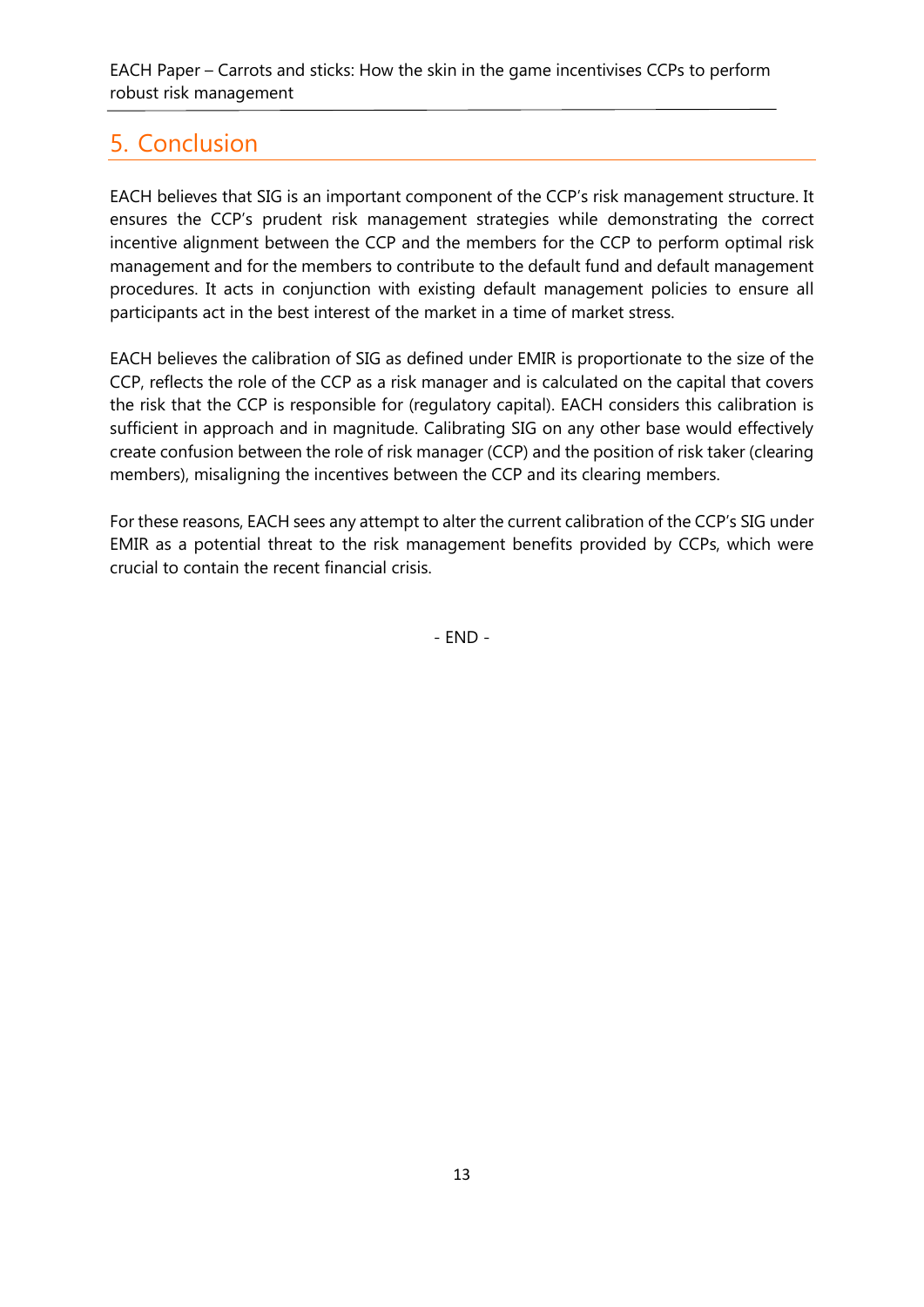## 5. Conclusion

EACH believes that SIG is an important component of the CCP's risk management structure. It ensures the CCP's prudent risk management strategies while demonstrating the correct incentive alignment between the CCP and the members for the CCP to perform optimal risk management and for the members to contribute to the default fund and default management procedures. It acts in conjunction with existing default management policies to ensure all participants act in the best interest of the market in a time of market stress.

EACH believes the calibration of SIG as defined under EMIR is proportionate to the size of the CCP, reflects the role of the CCP as a risk manager and is calculated on the capital that covers the risk that the CCP is responsible for (regulatory capital). EACH considers this calibration is sufficient in approach and in magnitude. Calibrating SIG on any other base would effectively create confusion between the role of risk manager (CCP) and the position of risk taker (clearing members), misaligning the incentives between the CCP and its clearing members.

For these reasons, EACH sees any attempt to alter the current calibration of the CCP's SIG under EMIR as a potential threat to the risk management benefits provided by CCPs, which were crucial to contain the recent financial crisis.

- END -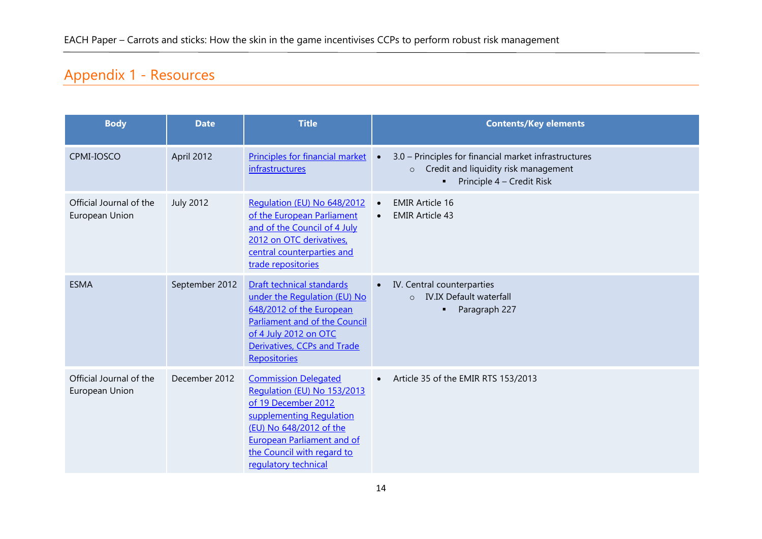## Appendix 1 - Resources

| Body | Date | Title | Contents/Key elements |
|---|---|---|---|
| CPMI-IOSCO | April 2012 | Principles for financial market infrastructures | • 3.0 – Principles for financial market infrastructures<br>  ○ Credit and liquidity risk management<br>    ▪ Principle 4 – Credit Risk |
| Official Journal of the European Union | July 2012 | Regulation (EU) No 648/2012 of the European Parliament and of the Council of 4 July 2012 on OTC derivatives, central counterparties and trade repositories | • EMIR Article 16<br>• EMIR Article 43 |
| ESMA | September 2012 | Draft technical standards under the Regulation (EU) No 648/2012 of the European Parliament and of the Council of 4 July 2012 on OTC Derivatives, CCPs and Trade Repositories | • IV. Central counterparties<br>  ○ IV.IX Default waterfall<br>    ▪ Paragraph 227 |
| Official Journal of the European Union | December 2012 | Commission Delegated Regulation (EU) No 153/2013 of 19 December 2012 supplementing Regulation (EU) No 648/2012 of the European Parliament and of the Council with regard to regulatory technical | • Article 35 of the EMIR RTS 153/2013 |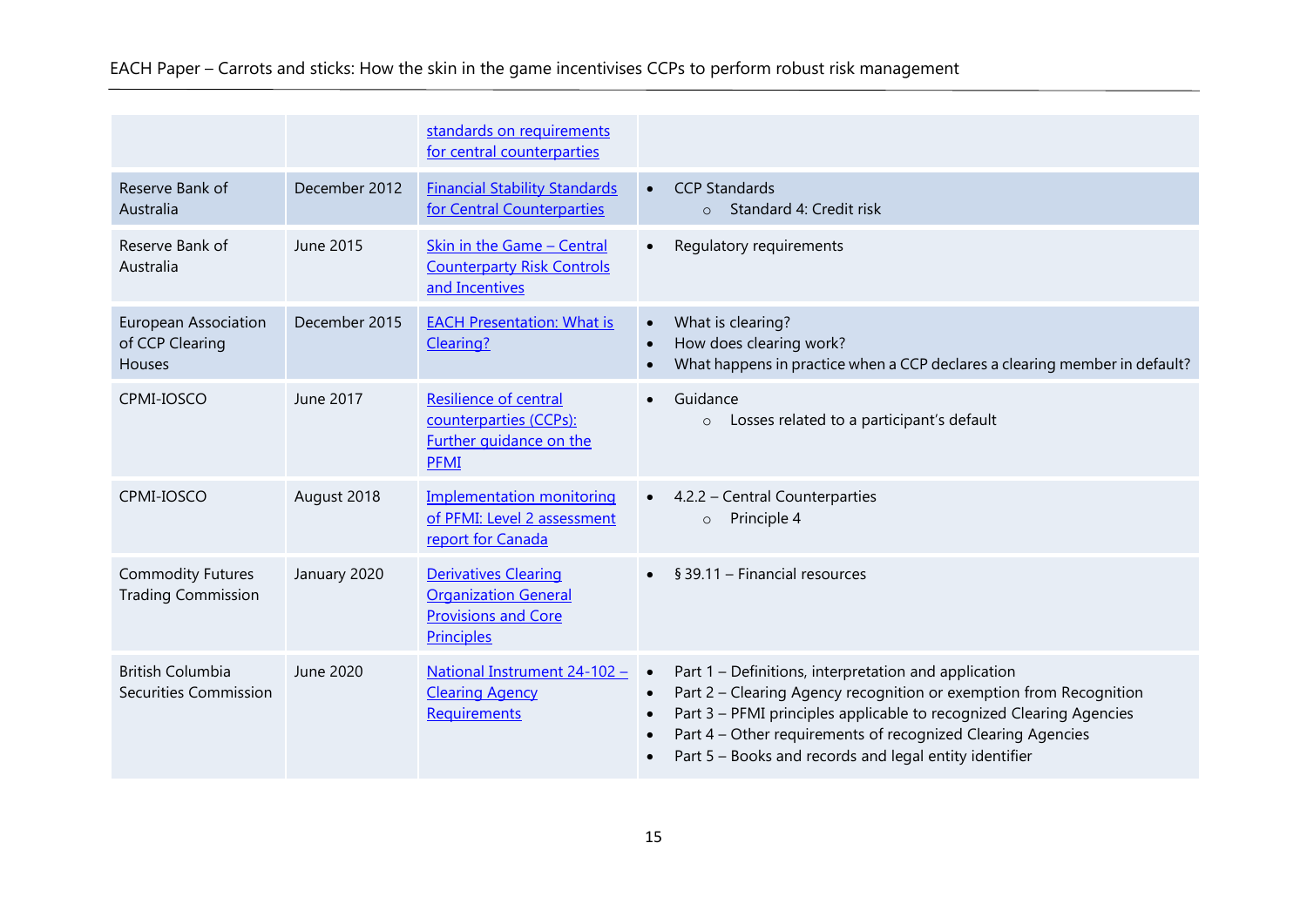| | | standards on requirements for central counterparties | |
|---|---|---|---|
| Reserve Bank of Australia | December 2012 | Financial Stability Standards for Central Counterparties | • CCP Standards<br>  ○ Standard 4: Credit risk |
| Reserve Bank of Australia | June 2015 | Skin in the Game – Central Counterparty Risk Controls and Incentives | • Regulatory requirements |
| European Association of CCP Clearing Houses | December 2015 | EACH Presentation: What is Clearing? | • What is clearing?<br>• How does clearing work?<br>• What happens in practice when a CCP declares a clearing member in default? |
| CPMI-IOSCO | June 2017 | Resilience of central counterparties (CCPs): Further guidance on the PFMI | • Guidance<br>  ○ Losses related to a participant's default |
| CPMI-IOSCO | August 2018 | Implementation monitoring of PFMI: Level 2 assessment report for Canada | • 4.2.2 – Central Counterparties<br>  ○ Principle 4 |
| Commodity Futures Trading Commission | January 2020 | Derivatives Clearing Organization General Provisions and Core Principles | • § 39.11 – Financial resources |
| British Columbia Securities Commission | June 2020 | National Instrument 24-102 – Clearing Agency Requirements | • Part 1 – Definitions, interpretation and application<br>• Part 2 – Clearing Agency recognition or exemption from Recognition<br>• Part 3 – PFMI principles applicable to recognized Clearing Agencies<br>• Part 4 – Other requirements of recognized Clearing Agencies<br>• Part 5 – Books and records and legal entity identifier |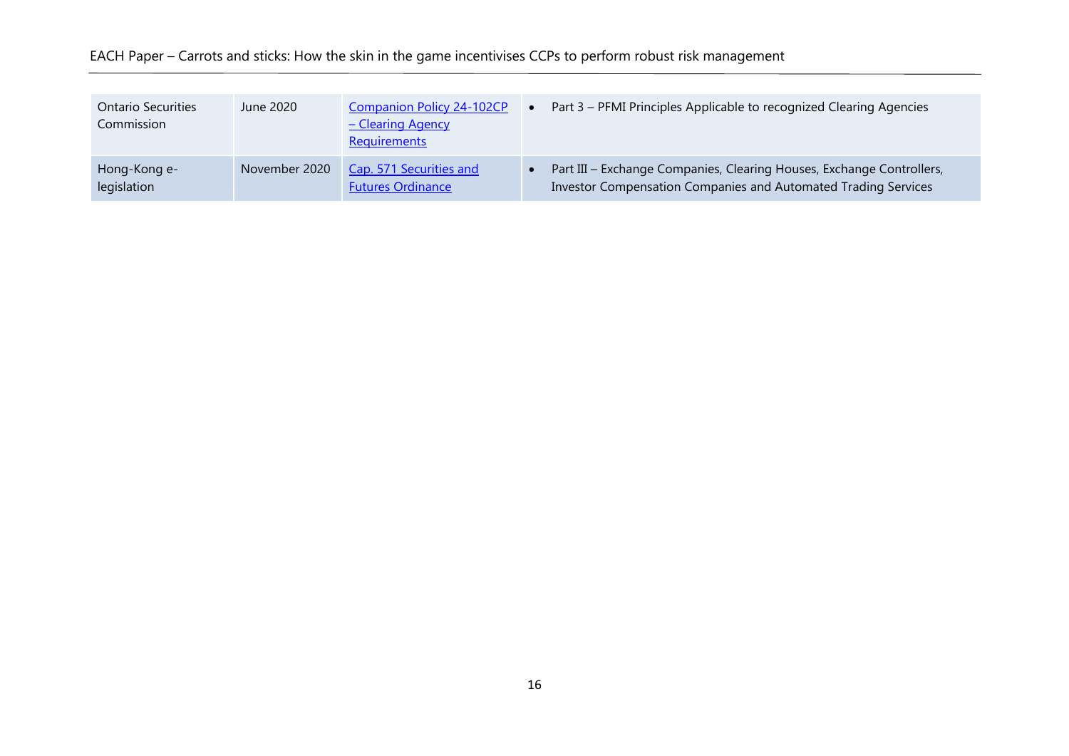| | | | |
|---|---|---|---|
| Ontario Securities Commission | June 2020 | [Companion Policy 24-102CP – Clearing Agency Requirements]() | • Part 3 – PFMI Principles Applicable to recognized Clearing Agencies |
| Hong-Kong e-legislation | November 2020 | [Cap. 571 Securities and Futures Ordinance]() | • Part III – Exchange Companies, Clearing Houses, Exchange Controllers, Investor Compensation Companies and Automated Trading Services |